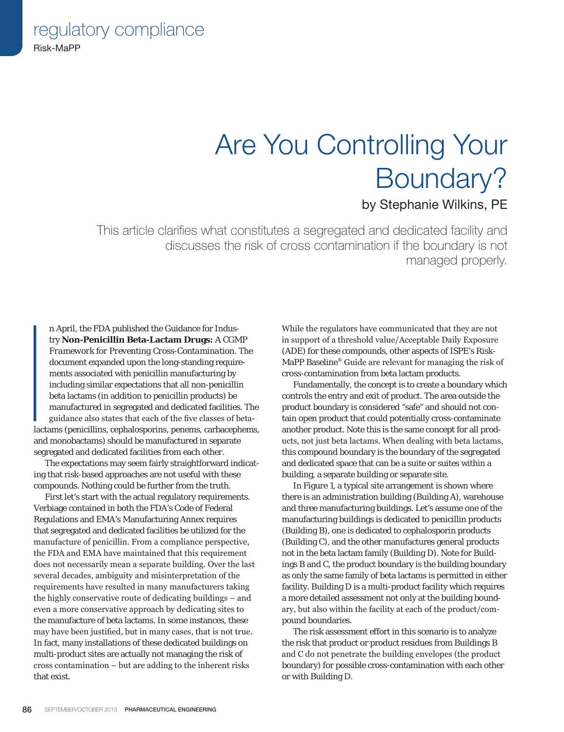# Are You Controlling Your Boundary?

by Stephanie Wilkins, PE

*This article clarifies what constitutes a segregated and dedicated facility and discusses the risk of cross contamination if the boundary is not managed properly.*

In April, the FDA published the Guidance for Industry **Non-Penicillin Beta-Lactam Drugs:** *A CGMP Framework for Preventing Cross-Contamination.* The document expanded upon the long-standing requirements associated with penicillin manufacturing by including similar expectations that all non-penicillin beta lactams (in addition to penicillin products) be manufactured in segregated and dedicated facilities. The guidance also states that each of the five classes of beta-lactams (penicillins, cephalosporins, penems, carbacephems, and monobactams) should be manufactured in separate segregated and dedicated facilities from each other.

The expectations may seem fairly straightforward indicating that risk-based approaches are not useful with these compounds. Nothing could be further from the truth.

First let's start with the actual regulatory requirements. Verbiage contained in both the FDA's Code of Federal Regulations and EMA's Manufacturing Annex requires that segregated and dedicated facilities be utilized for the manufacture of penicillin. From a compliance perspective, the FDA and EMA have maintained that this requirement does not necessarily mean a separate building. Over the last several decades, ambiguity and misinterpretation of the requirements have resulted in many manufacturers taking the highly conservative route of dedicating buildings – and even a more conservative approach by dedicating sites to the manufacture of beta lactams. In some instances, these may have been justified, but in many cases, that is not true. In fact, many installations of these dedicated buildings on multi-product sites are actually not managing the risk of cross contamination – but are adding to the inherent risks that exist.

While the regulators have communicated that they are not in support of a threshold value/Acceptable Daily Exposure (ADE) for these compounds, other aspects of ISPE's Risk-MaPP Baseline® Guide are relevant for managing the risk of cross-contamination from beta lactam products.

Fundamentally, the concept is to create a boundary which controls the entry and exit of product. The area outside the product boundary is considered "safe" and should not contain open product that could potentially cross-contaminate another product. Note this is the same concept for all products, not just beta lactams. When dealing with beta lactams, this compound boundary is the boundary of the segregated and dedicated space that can be a suite or suites within a building, a separate building or separate site.

In Figure 1, a typical site arrangement is shown where there is an administration building (Building A), warehouse and three manufacturing buildings. Let's assume one of the manufacturing buildings is dedicated to penicillin products (Building B), one is dedicated to cephalosporin products (Building C), and the other manufactures general products not in the beta lactam family (Building D). Note for Buildings B and C, the product boundary is the building boundary as only the same family of beta lactams is permitted in either facility. Building D is a multi-product facility which requires a more detailed assessment not only at the building boundary, but also within the facility at each of the product/compound boundaries.

The risk assessment effort in this scenario is to analyze the risk that product or product residues from Buildings B and C do not penetrate the building envelopes (the product boundary) for possible cross-contamination with each other or with Building D.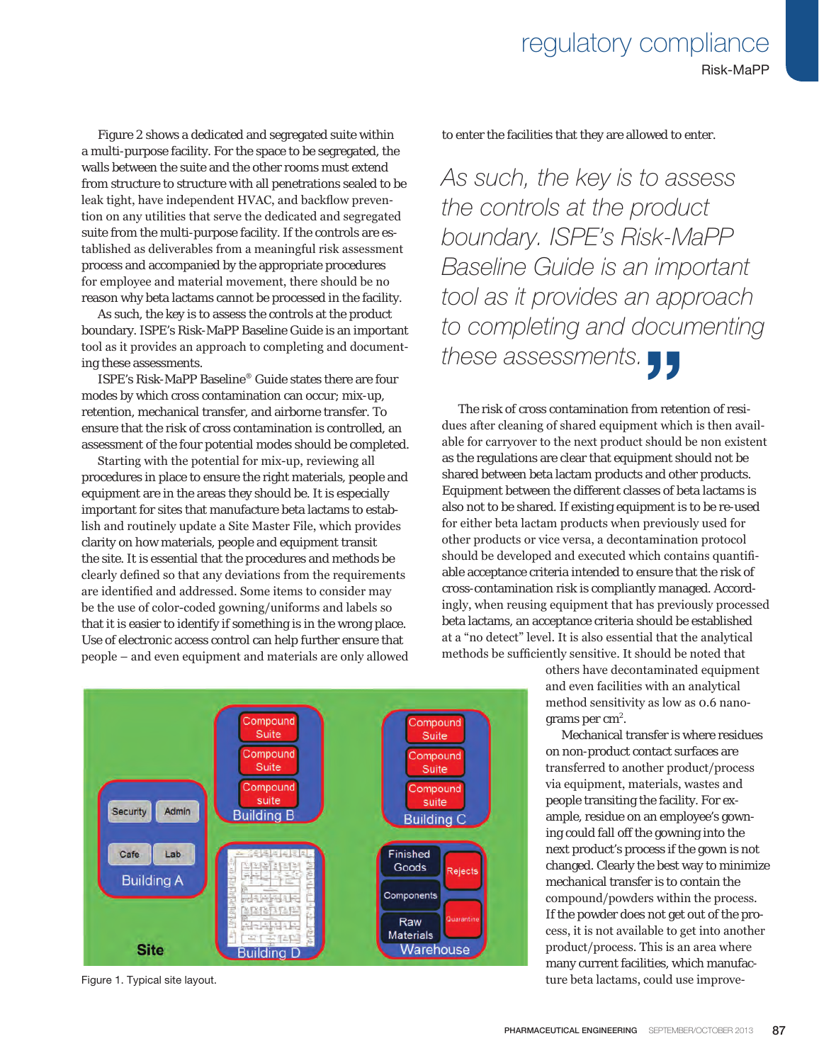Figure 2 shows a dedicated and segregated suite within a multi-purpose facility. For the space to be segregated, the walls between the suite and the other rooms must extend from structure to structure with all penetrations sealed to be leak tight, have independent HVAC, and backflow prevention on any utilities that serve the dedicated and segregated suite from the multi-purpose facility. If the controls are established as deliverables from a meaningful risk assessment process and accompanied by the appropriate procedures for employee and material movement, there should be no reason why beta lactams cannot be processed in the facility.

As such, the key is to assess the controls at the product boundary. ISPE's Risk-MaPP Baseline Guide is an important tool as it provides an approach to completing and documenting these assessments.

ISPE's Risk-MaPP Baseline® Guide states there are four modes by which cross contamination can occur; mix-up, retention, mechanical transfer, and airborne transfer. To ensure that the risk of cross contamination is controlled, an assessment of the four potential modes should be completed.

Starting with the potential for mix-up, reviewing all procedures in place to ensure the right materials, people and equipment are in the areas they should be. It is especially important for sites that manufacture beta lactams to establish and routinely update a Site Master File, which provides clarity on how materials, people and equipment transit the site. It is essential that the procedures and methods be clearly defined so that any deviations from the requirements are identified and addressed. Some items to consider may be the use of color-coded gowning/uniforms and labels so that it is easier to identify if something is in the wrong place. Use of electronic access control can help further ensure that people – and even equipment and materials are only allowed to enter the facilities that they are allowed to enter.

> *As such, the key is to assess the controls at the product boundary. ISPE's Risk-MaPP Baseline Guide is an important tool as it provides an approach to completing and documenting these assessments.*

The risk of cross contamination from retention of residues after cleaning of shared equipment which is then available for carryover to the next product should be non existent as the regulations are clear that equipment should not be shared between beta lactam products and other products. Equipment between the different classes of beta lactams is also not to be shared. If existing equipment is to be re-used for either beta lactam products when previously used for other products or vice versa, a decontamination protocol should be developed and executed which contains quantifiable acceptance criteria intended to ensure that the risk of cross-contamination risk is compliantly managed. Accordingly, when reusing equipment that has previously processed beta lactams, an acceptance criteria should be established at a "no detect" level. It is also essential that the analytical methods be sufficiently sensitive. It should be noted that others have decontaminated equipment and even facilities with an analytical method sensitivity as low as 0.6 nanograms per $cm^2$.

Mechanical transfer is where residues on non-product contact surfaces are transferred to another product/process via equipment, materials, wastes and people transiting the facility. For example, residue on an employee's gowning could fall off the gowning into the next product's process if the gown is not changed. Clearly the best way to minimize mechanical transfer is to contain the compound/powders within the process. If the powder does not get out of the process, it is not available to get into another product/process. This is an area where many current facilities, which manufacture beta lactams, could use improve-

Figure 1. Typical site layout.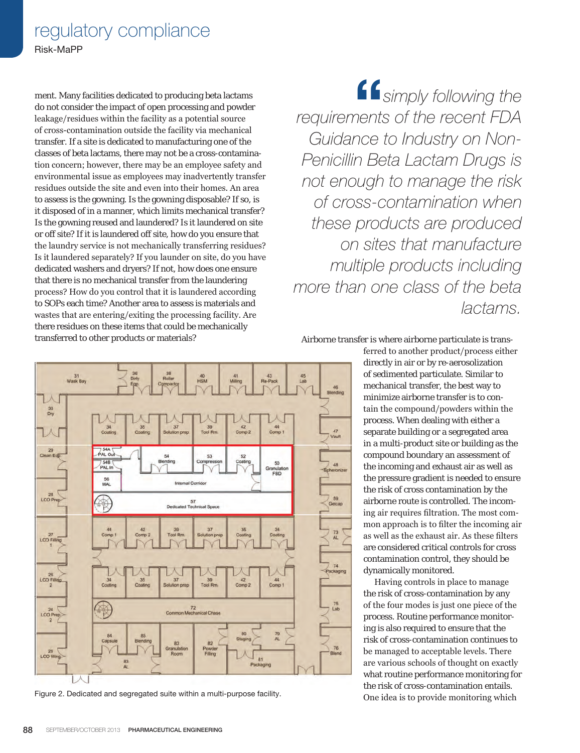ment. Many facilities dedicated to producing beta lactams do not consider the impact of open processing and powder leakage/residues within the facility as a potential source of cross-contamination outside the facility via mechanical transfer. If a site is dedicated to manufacturing one of the classes of beta lactams, there may not be a cross-contamination concern; however, there may be an employee safety and environmental issue as employees may inadvertently transfer residues outside the site and even into their homes. An area to assess is the gowning. Is the gowning disposable? If so, is it disposed of in a manner, which limits mechanical transfer? Is the gowning reused and laundered? Is it laundered on site or off site? If it is laundered off site, how do you ensure that the laundry service is not mechanically transferring residues? Is it laundered separately? If you launder on site, do you have dedicated washers and dryers? If not, how does one ensure that there is no mechanical transfer from the laundering process? How do you control that it is laundered according to SOPs each time? Another area to assess is materials and wastes that are entering/exiting the processing facility. Are there residues on these items that could be mechanically transferred to other products or materials?

> *"simply following the requirements of the recent FDA Guidance to Industry on Non-Penicillin Beta Lactam Drugs is not enough to manage the risk of cross-contamination when these products are produced on sites that manufacture multiple products including more than one class of the beta lactams.*

Figure 2. Dedicated and segregated suite within a multi-purpose facility.

Airborne transfer is where airborne particulate is transferred to another product/process either directly in air or by re-aerosolization of sedimented particulate. Similar to mechanical transfer, the best way to minimize airborne transfer is to contain the compound/powders within the process. When dealing with either a separate building or a segregated area in a multi-product site or building as the compound boundary an assessment of the incoming and exhaust air as well as the pressure gradient is needed to ensure the risk of cross contamination by the airborne route is controlled. The incoming air requires filtration. The most common approach is to filter the incoming air as well as the exhaust air. As these filters are considered critical controls for cross contamination control, they should be dynamically monitored.

Having controls in place to manage the risk of cross-contamination by any of the four modes is just one piece of the process. Routine performance monitoring is also required to ensure that the risk of cross-contamination continues to be managed to acceptable levels. There are various schools of thought on exactly what routine performance monitoring for the risk of cross-contamination entails. One idea is to provide monitoring which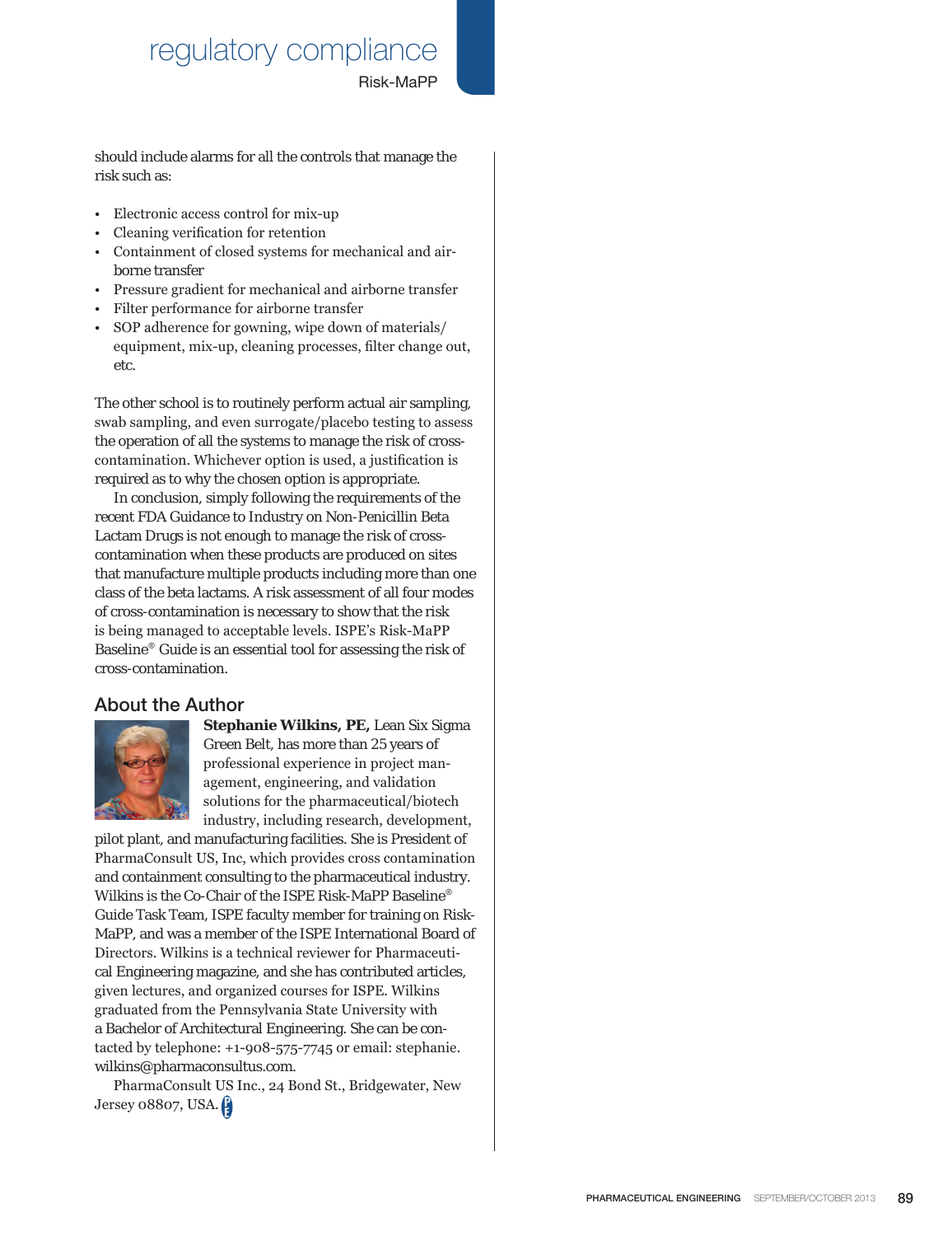should include alarms for all the controls that manage the risk such as:

- Electronic access control for mix-up
- Cleaning verification for retention
- Containment of closed systems for mechanical and airborne transfer
- Pressure gradient for mechanical and airborne transfer
- Filter performance for airborne transfer
- SOP adherence for gowning, wipe down of materials/equipment, mix-up, cleaning processes, filter change out, etc.

The other school is to routinely perform actual air sampling, swab sampling, and even surrogate/placebo testing to assess the operation of all the systems to manage the risk of cross-contamination. Whichever option is used, a justification is required as to why the chosen option is appropriate.

In conclusion, simply following the requirements of the recent FDA Guidance to Industry on Non-Penicillin Beta Lactam Drugs is not enough to manage the risk of cross-contamination when these products are produced on sites that manufacture multiple products including more than one class of the beta lactams. A risk assessment of all four modes of cross-contamination is necessary to show that the risk is being managed to acceptable levels. ISPE's Risk-MaPP Baseline® Guide is an essential tool for assessing the risk of cross-contamination.

## About the Author

**Stephanie Wilkins, PE,** Lean Six Sigma Green Belt, has more than 25 years of professional experience in project management, engineering, and validation solutions for the pharmaceutical/biotech industry, including research, development, pilot plant, and manufacturing facilities. She is President of PharmaConsult US, Inc, which provides cross contamination and containment consulting to the pharmaceutical industry. Wilkins is the Co-Chair of the ISPE Risk-MaPP Baseline® Guide Task Team, ISPE faculty member for training on Risk-MaPP, and was a member of the ISPE International Board of Directors. Wilkins is a technical reviewer for Pharmaceutical Engineering magazine, and she has contributed articles, given lectures, and organized courses for ISPE. Wilkins graduated from the Pennsylvania State University with a Bachelor of Architectural Engineering. She can be contacted by telephone: +1-908-575-7745 or email: stephanie.wilkins@pharmaconsultus.com.

PharmaConsult US Inc., 24 Bond St., Bridgewater, New Jersey 08807, USA.